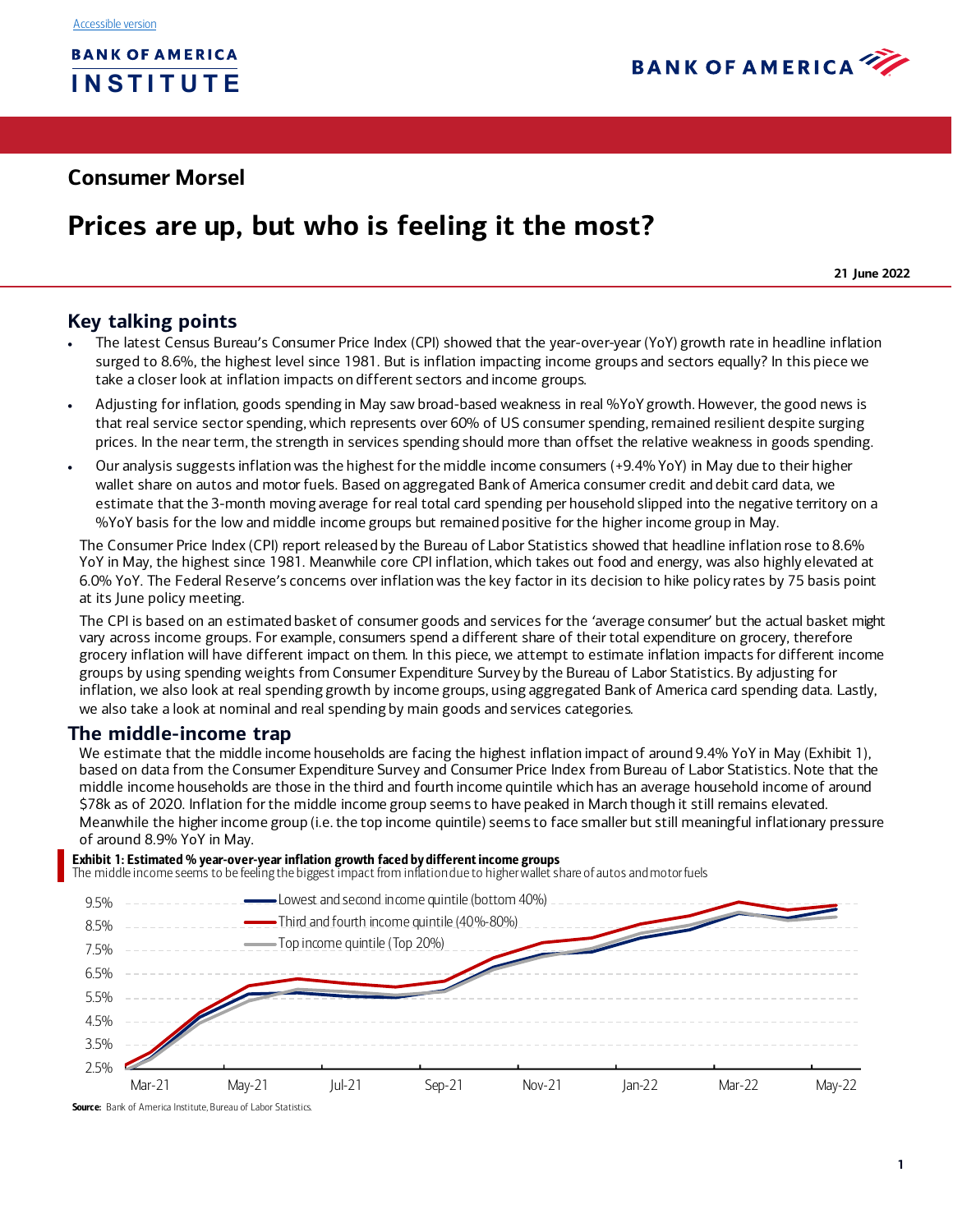Accessible version

BANK OF AMERICA INSTITUTE

BANK OF AMERICA

**Consumer Morsel**

# Prices are up, but who is feeling it the most?

**21 June 2022**

## Key talking points

- The latest Census Bureau's Consumer Price Index (CPI) showed that the year-over-year (YoY) growth rate in headline inflation surged to 8.6%, the highest level since 1981. But is inflation impacting income groups and sectors equally? In this piece we take a closer look at inflation impacts on different sectors and income groups.
- Adjusting for inflation, goods spending in May saw broad-based weakness in real %YoY growth. However, the good news is that real service sector spending, which represents over 60% of US consumer spending, remained resilient despite surging prices. In the near term, the strength in services spending should more than offset the relative weakness in goods spending.
- Our analysis suggests inflation was the highest for the middle income consumers (+9.4% YoY) in May due to their higher wallet share on autos and motor fuels. Based on aggregated Bank of America consumer credit and debit card data, we estimate that the 3-month moving average for real total card spending per household slipped into the negative territory on a %YoY basis for the low and middle income groups but remained positive for the higher income group in May.

The Consumer Price Index (CPI) report released by the Bureau of Labor Statistics showed that headline inflation rose to 8.6% YoY in May, the highest since 1981. Meanwhile core CPI inflation, which takes out food and energy, was also highly elevated at 6.0% YoY. The Federal Reserve's concerns over inflation was the key factor in its decision to hike policy rates by 75 basis point at its June policy meeting.

The CPI is based on an estimated basket of consumer goods and services for the 'average consumer' but the actual basket might vary across income groups. For example, consumers spend a different share of their total expenditure on grocery, therefore grocery inflation will have different impact on them. In this piece, we attempt to estimate inflation impacts for different income groups by using spending weights from Consumer Expenditure Survey by the Bureau of Labor Statistics. By adjusting for inflation, we also look at real spending growth by income groups, using aggregated Bank of America card spending data. Lastly, we also take a look at nominal and real spending by main goods and services categories.

## The middle-income trap

We estimate that the middle income households are facing the highest inflation impact of around 9.4% YoY in May (Exhibit 1), based on data from the Consumer Expenditure Survey and Consumer Price Index from Bureau of Labor Statistics. Note that the middle income households are those in the third and fourth income quintile which has an average household income of around $78k as of 2020. Inflation for the middle income group seems to have peaked in March though it still remains elevated. Meanwhile the higher income group (i.e. the top income quintile) seems to face smaller but still meaningful inflationary pressure of around 8.9% YoY in May.

**Exhibit 1: Estimated % year-over-year inflation growth faced by different income groups**

The middle income seems to be feeling the biggest impact from inflation due to higher wallet share of autos and motor fuels

**Source:** Bank of America Institute, Bureau of Labor Statistics.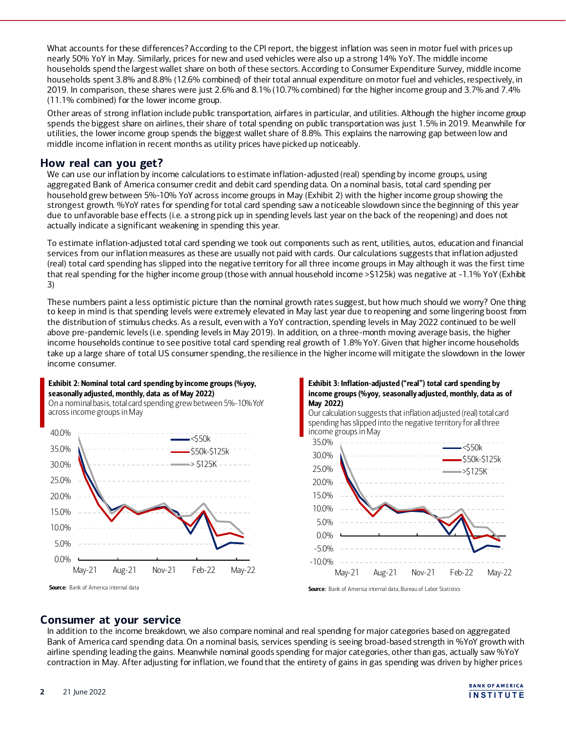What accounts for these differences? According to the CPI report, the biggest inflation was seen in motor fuel with prices up nearly 50% YoY in May. Similarly, prices for new and used vehicles were also up a strong 14% YoY. The middle income households spend the largest wallet share on both of these sectors. According to Consumer Expenditure Survey, middle income households spent 3.8% and 8.8% (12.6% combined) of their total annual expenditure on motor fuel and vehicles, respectively, in 2019. In comparison, these shares were just 2.6% and 8.1% (10.7% combined) for the higher income group and 3.7% and 7.4% (11.1% combined) for the lower income group.

Other areas of strong inflation include public transportation, airfares in particular, and utilities. Although the higher income group spends the biggest share on airlines, their share of total spending on public transportation was just 1.5% in 2019. Meanwhile for utilities, the lower income group spends the biggest wallet share of 8.8%. This explains the narrowing gap between low and middle income inflation in recent months as utility prices have picked up noticeably.

## How real can you get?

We can use our inflation by income calculations to estimate inflation-adjusted (real) spending by income groups, using aggregated Bank of America consumer credit and debit card spending data. On a nominal basis, total card spending per household grew between 5%-10% YoY across income groups in May (Exhibit 2) with the higher income group showing the strongest growth. %YoY rates for spending for total card spending saw a noticeable slowdown since the beginning of this year due to unfavorable base effects (i.e. a strong pick up in spending levels last year on the back of the reopening) and does not actually indicate a significant weakening in spending this year.

To estimate inflation-adjusted total card spending we took out components such as rent, utilities, autos, education and financial services from our inflation measures as these are usually not paid with cards. Our calculations suggests that inflation adjusted (real) total card spending has slipped into the negative territory for all three income groups in May although it was the first time that real spending for the higher income group (those with annual household income >$125k) was negative at -1.1% YoY (Exhibit 3)

These numbers paint a less optimistic picture than the nominal growth rates suggest, but how much should we worry? One thing to keep in mind is that spending levels were extremely elevated in May last year due to reopening and some lingering boost from the distribution of stimulus checks. As a result, even with a YoY contraction, spending levels in May 2022 continued to be well above pre-pandemic levels (i.e. spending levels in May 2019). In addition, on a three-month moving average basis, the higher income households continue to see positive total card spending real growth of 1.8% YoY. Given that higher income households take up a large share of total US consumer spending, the resilience in the higher income will mitigate the slowdown in the lower income consumer.

**Exhibit 2: Nominal total card spending by income groups (%yoy, seasonally adjusted, monthly, data as of May 2022)**

On a nominal basis, total card spending grew between 5%-10% YoY across income groups in May

Source: Bank of America internal data

**Exhibit 3: Inflation-adjusted ("real") total card spending by income groups (%yoy, seasonally adjusted, monthly, data as of May 2022)**

Our calculation suggests that inflation adjusted (real) total card spending has slipped into the negative territory for all three income groups in May

Source: Bank of America internal data, Bureau of Labor Statistics

## Consumer at your service

In addition to the income breakdown, we also compare nominal and real spending for major categories based on aggregated Bank of America card spending data. On a nominal basis, services spending is seeing broad-based strength in %YoY growth with airline spending leading the gains. Meanwhile nominal goods spending for major categories, other than gas, actually saw %YoY contraction in May. After adjusting for inflation, we found that the entirety of gains in gas spending was driven by higher prices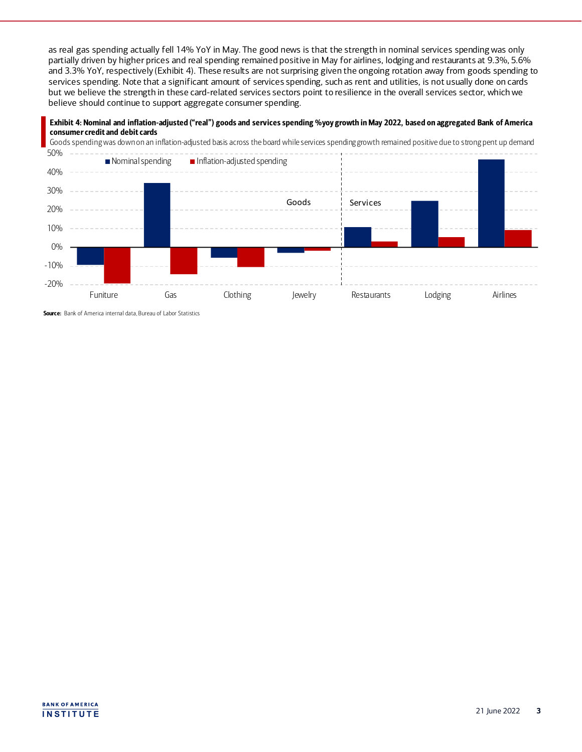as real gas spending actually fell 14% YoY in May. The good news is that the strength in nominal services spending was only partially driven by higher prices and real spending remained positive in May for airlines, lodging and restaurants at 9.3%, 5.6% and 3.3% YoY, respectively (Exhibit 4). These results are not surprising given the ongoing rotation away from goods spending to services spending. Note that a significant amount of services spending, such as rent and utilities, is not usually done on cards but we believe the strength in these card-related services sectors point to resilience in the overall services sector, which we believe should continue to support aggregate consumer spending.

**Exhibit 4: Nominal and inflation-adjusted ("real") goods and services spending %yoy growth in May 2022, based on aggregated Bank of America consumer credit and debit cards**

Goods spending was down on an inflation-adjusted basis across the board while services spending growth remained positive due to strong pent up demand

**Source:** Bank of America internal data, Bureau of Labor Statistics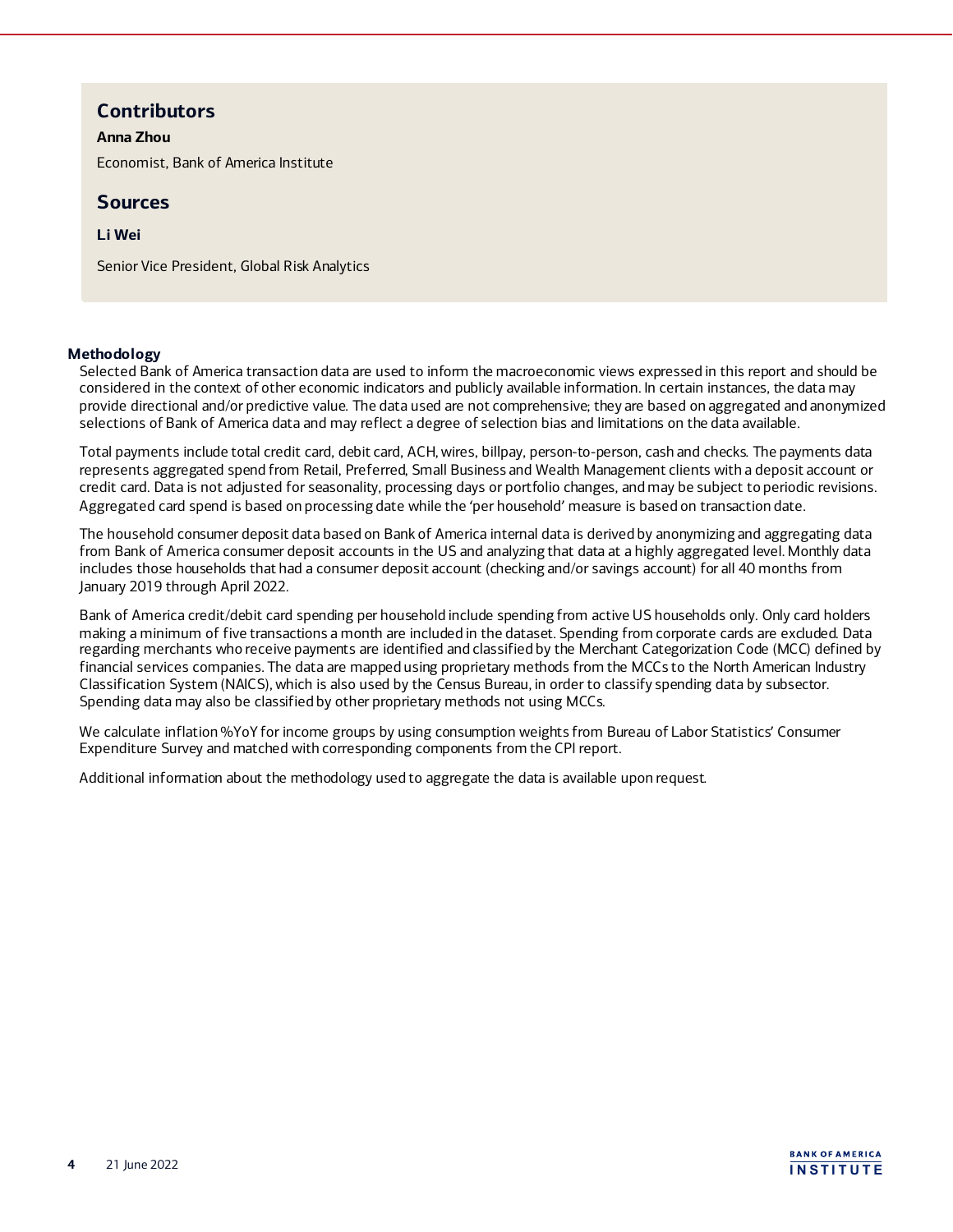## Contributors

**Anna Zhou**

Economist, Bank of America Institute

## Sources

**Li Wei**

Senior Vice President, Global Risk Analytics

**Methodology**

Selected Bank of America transaction data are used to inform the macroeconomic views expressed in this report and should be considered in the context of other economic indicators and publicly available information. In certain instances, the data may provide directional and/or predictive value. The data used are not comprehensive; they are based on aggregated and anonymized selections of Bank of America data and may reflect a degree of selection bias and limitations on the data available.

Total payments include total credit card, debit card, ACH, wires, billpay, person-to-person, cash and checks. The payments data represents aggregated spend from Retail, Preferred, Small Business and Wealth Management clients with a deposit account or credit card. Data is not adjusted for seasonality, processing days or portfolio changes, and may be subject to periodic revisions. Aggregated card spend is based on processing date while the 'per household' measure is based on transaction date.

The household consumer deposit data based on Bank of America internal data is derived by anonymizing and aggregating data from Bank of America consumer deposit accounts in the US and analyzing that data at a highly aggregated level. Monthly data includes those households that had a consumer deposit account (checking and/or savings account) for all 40 months from January 2019 through April 2022.

Bank of America credit/debit card spending per household include spending from active US households only. Only card holders making a minimum of five transactions a month are included in the dataset. Spending from corporate cards are excluded. Data regarding merchants who receive payments are identified and classified by the Merchant Categorization Code (MCC) defined by financial services companies. The data are mapped using proprietary methods from the MCCs to the North American Industry Classification System (NAICS), which is also used by the Census Bureau, in order to classify spending data by subsector. Spending data may also be classified by other proprietary methods not using MCCs.

We calculate inflation %YoY for income groups by using consumption weights from Bureau of Labor Statistics' Consumer Expenditure Survey and matched with corresponding components from the CPI report.

Additional information about the methodology used to aggregate the data is available upon request.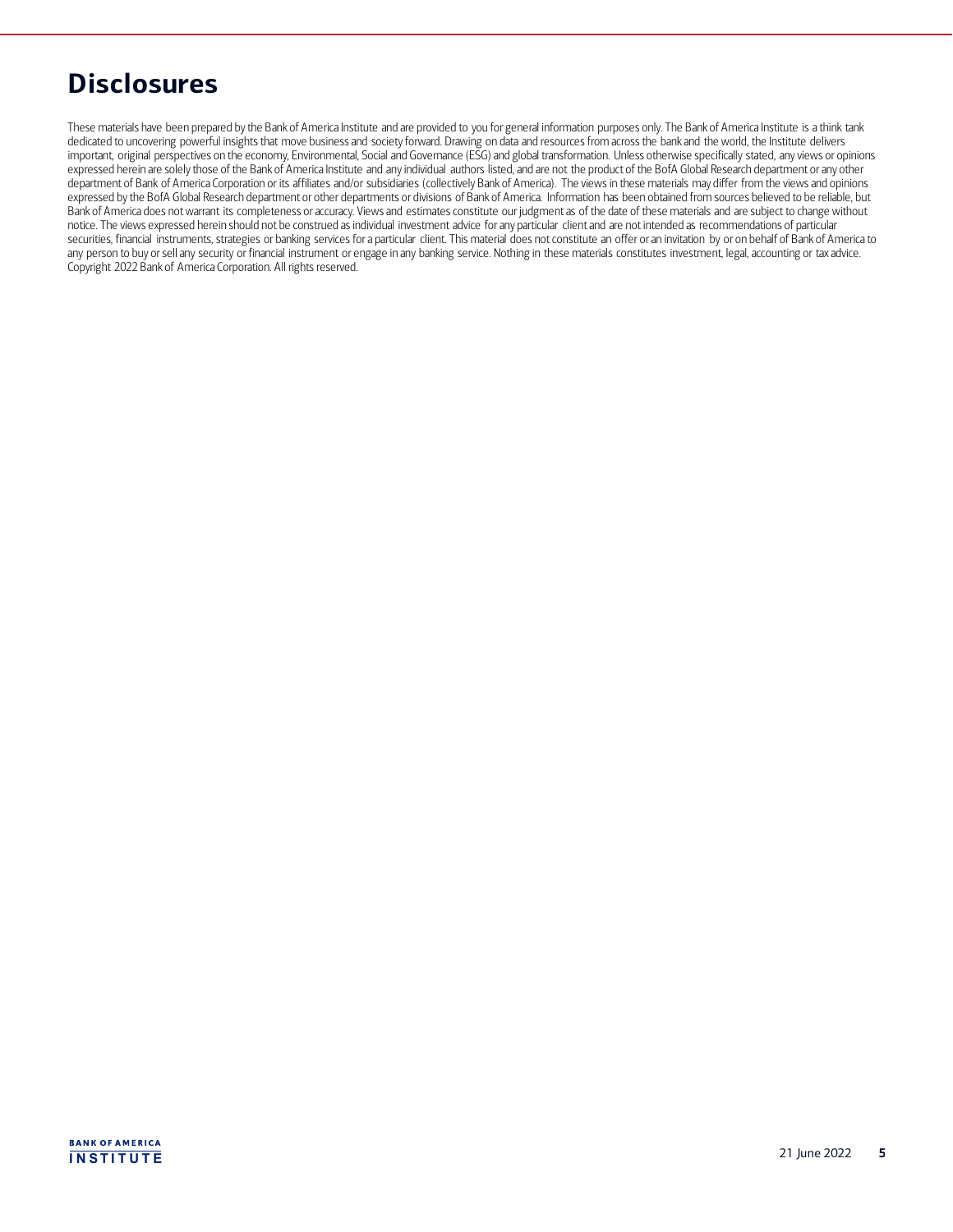# Disclosures

These materials have been prepared by the Bank of America Institute and are provided to you for general information purposes only. The Bank of America Institute is a think tank dedicated to uncovering powerful insights that move business and society forward. Drawing on data and resources from across the bank and the world, the Institute delivers important, original perspectives on the economy, Environmental, Social and Governance (ESG) and global transformation. Unless otherwise specifically stated, any views or opinions expressed herein are solely those of the Bank of America Institute and any individual authors listed, and are not the product of the BofA Global Research department or any other department of Bank of America Corporation or its affiliates and/or subsidiaries (collectively Bank of America). The views in these materials may differ from the views and opinions expressed by the BofA Global Research department or other departments or divisions of Bank of America. Information has been obtained from sources believed to be reliable, but Bank of America does not warrant its completeness or accuracy. Views and estimates constitute our judgment as of the date of these materials and are subject to change without notice. The views expressed herein should not be construed as individual investment advice for any particular client and are not intended as recommendations of particular securities, financial instruments, strategies or banking services for a particular client. This material does not constitute an offer or an invitation by or on behalf of Bank of America to any person to buy or sell any security or financial instrument or engage in any banking service. Nothing in these materials constitutes investment, legal, accounting or tax advice. Copyright 2022 Bank of America Corporation. All rights reserved.